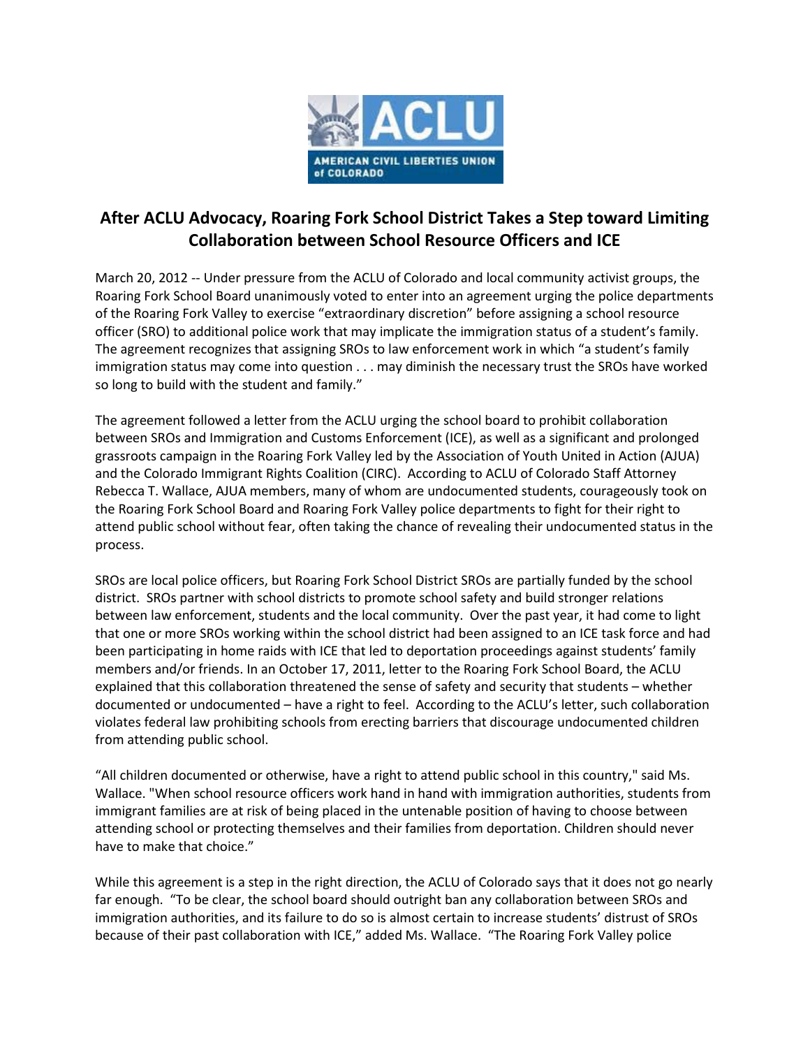# After ACLU Advocacy, Roaring Fork School District Takes a Step toward Limiting Collaboration between School Resource Officers and ICE

March 20, 2012 -- Under pressure from the ACLU of Colorado and local community activist groups, the Roaring Fork School Board unanimously voted to enter into an agreement urging the police departments of the Roaring Fork Valley to exercise "extraordinary discretion" before assigning a school resource officer (SRO) to additional police work that may implicate the immigration status of a student's family. The agreement recognizes that assigning SROs to law enforcement work in which "a student's family immigration status may come into question . . . may diminish the necessary trust the SROs have worked so long to build with the student and family."

The agreement followed a letter from the ACLU urging the school board to prohibit collaboration between SROs and Immigration and Customs Enforcement (ICE), as well as a significant and prolonged grassroots campaign in the Roaring Fork Valley led by the Association of Youth United in Action (AJUA) and the Colorado Immigrant Rights Coalition (CIRC). According to ACLU of Colorado Staff Attorney Rebecca T. Wallace, AJUA members, many of whom are undocumented students, courageously took on the Roaring Fork School Board and Roaring Fork Valley police departments to fight for their right to attend public school without fear, often taking the chance of revealing their undocumented status in the process.

SROs are local police officers, but Roaring Fork School District SROs are partially funded by the school district. SROs partner with school districts to promote school safety and build stronger relations between law enforcement, students and the local community. Over the past year, it had come to light that one or more SROs working within the school district had been assigned to an ICE task force and had been participating in home raids with ICE that led to deportation proceedings against students' family members and/or friends. In an October 17, 2011, letter to the Roaring Fork School Board, the ACLU explained that this collaboration threatened the sense of safety and security that students – whether documented or undocumented – have a right to feel. According to the ACLU's letter, such collaboration violates federal law prohibiting schools from erecting barriers that discourage undocumented children from attending public school.

"All children documented or otherwise, have a right to attend public school in this country," said Ms. Wallace. "When school resource officers work hand in hand with immigration authorities, students from immigrant families are at risk of being placed in the untenable position of having to choose between attending school or protecting themselves and their families from deportation. Children should never have to make that choice."

While this agreement is a step in the right direction, the ACLU of Colorado says that it does not go nearly far enough. "To be clear, the school board should outright ban any collaboration between SROs and immigration authorities, and its failure to do so is almost certain to increase students' distrust of SROs because of their past collaboration with ICE," added Ms. Wallace. "The Roaring Fork Valley police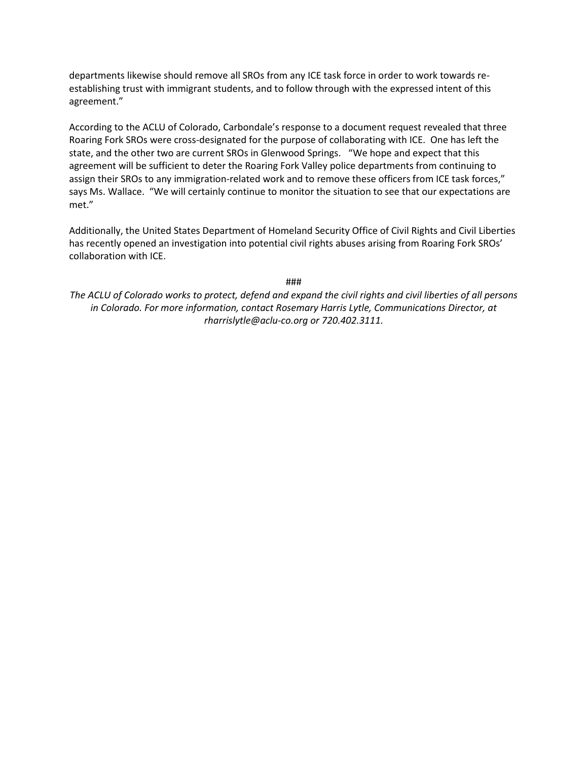departments likewise should remove all SROs from any ICE task force in order to work towards re-establishing trust with immigrant students, and to follow through with the expressed intent of this agreement."

According to the ACLU of Colorado, Carbondale's response to a document request revealed that three Roaring Fork SROs were cross-designated for the purpose of collaborating with ICE. One has left the state, and the other two are current SROs in Glenwood Springs. "We hope and expect that this agreement will be sufficient to deter the Roaring Fork Valley police departments from continuing to assign their SROs to any immigration-related work and to remove these officers from ICE task forces," says Ms. Wallace. "We will certainly continue to monitor the situation to see that our expectations are met."

Additionally, the United States Department of Homeland Security Office of Civil Rights and Civil Liberties has recently opened an investigation into potential civil rights abuses arising from Roaring Fork SROs' collaboration with ICE.

###

*The ACLU of Colorado works to protect, defend and expand the civil rights and civil liberties of all persons in Colorado. For more information, contact Rosemary Harris Lytle, Communications Director, at rharrislytle@aclu-co.org or 720.402.3111.*